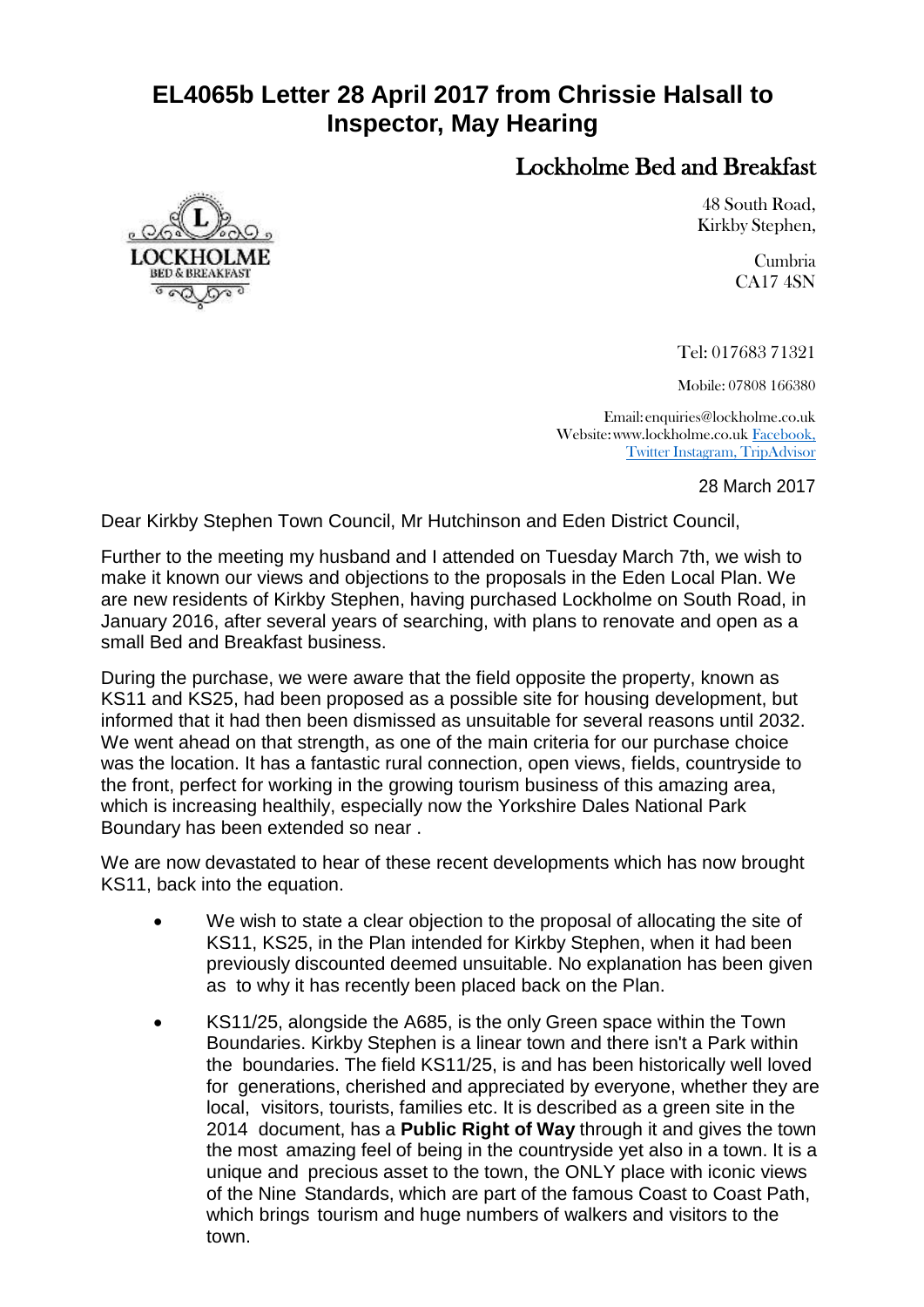# EL4065b Letter 28 April 2017 from Chrissie Halsall to Inspector, May Hearing

## Lockholme Bed and Breakfast

48 South Road,
Kirkby Stephen,

Cumbria
CA17 4SN

Tel: 017683 71321

Mobile: 07808 166380

Email: enquiries@lockholme.co.uk
Website: www.lockholme.co.uk Facebook, Twitter Instagram, TripAdvisor

28 March 2017

Dear Kirkby Stephen Town Council, Mr Hutchinson and Eden District Council,

Further to the meeting my husband and I attended on Tuesday March 7th, we wish to make it known our views and objections to the proposals in the Eden Local Plan. We are new residents of Kirkby Stephen, having purchased Lockholme on South Road, in January 2016, after several years of searching, with plans to renovate and open as a small Bed and Breakfast business.

During the purchase, we were aware that the field opposite the property, known as KS11 and KS25, had been proposed as a possible site for housing development, but informed that it had then been dismissed as unsuitable for several reasons until 2032. We went ahead on that strength, as one of the main criteria for our purchase choice was the location. It has a fantastic rural connection, open views, fields, countryside to the front, perfect for working in the growing tourism business of this amazing area, which is increasing healthily, especially now the Yorkshire Dales National Park Boundary has been extended so near .

We are now devastated to hear of these recent developments which has now brought KS11, back into the equation.

- We wish to state a clear objection to the proposal of allocating the site of KS11, KS25, in the Plan intended for Kirkby Stephen, when it had been previously discounted deemed unsuitable. No explanation has been given as to why it has recently been placed back on the Plan.
- KS11/25, alongside the A685, is the only Green space within the Town Boundaries. Kirkby Stephen is a linear town and there isn't a Park within the boundaries. The field KS11/25, is and has been historically well loved for generations, cherished and appreciated by everyone, whether they are local, visitors, tourists, families etc. It is described as a green site in the 2014 document, has a **Public Right of Way** through it and gives the town the most amazing feel of being in the countryside yet also in a town. It is a unique and precious asset to the town, the ONLY place with iconic views of the Nine Standards, which are part of the famous Coast to Coast Path, which brings tourism and huge numbers of walkers and visitors to the town.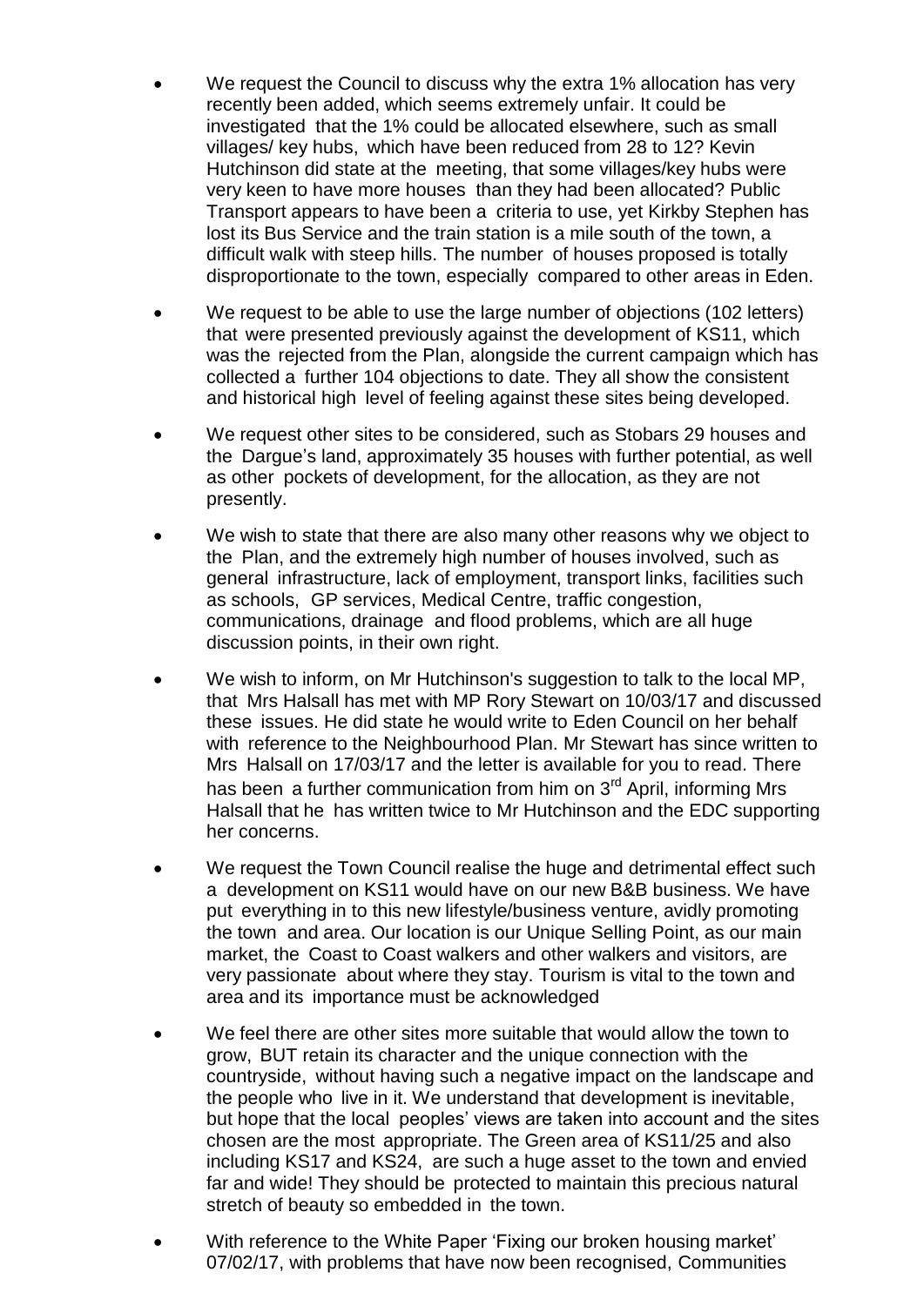- We request the Council to discuss why the extra 1% allocation has very recently been added, which seems extremely unfair. It could be investigated that the 1% could be allocated elsewhere, such as small villages/ key hubs, which have been reduced from 28 to 12? Kevin Hutchinson did state at the meeting, that some villages/key hubs were very keen to have more houses than they had been allocated? Public Transport appears to have been a criteria to use, yet Kirkby Stephen has lost its Bus Service and the train station is a mile south of the town, a difficult walk with steep hills. The number of houses proposed is totally disproportionate to the town, especially compared to other areas in Eden.

- We request to be able to use the large number of objections (102 letters) that were presented previously against the development of KS11, which was the rejected from the Plan, alongside the current campaign which has collected a further 104 objections to date. They all show the consistent and historical high level of feeling against these sites being developed.

- We request other sites to be considered, such as Stobars 29 houses and the Dargue's land, approximately 35 houses with further potential, as well as other pockets of development, for the allocation, as they are not presently.

- We wish to state that there are also many other reasons why we object to the Plan, and the extremely high number of houses involved, such as general infrastructure, lack of employment, transport links, facilities such as schools, GP services, Medical Centre, traffic congestion, communications, drainage and flood problems, which are all huge discussion points, in their own right.

- We wish to inform, on Mr Hutchinson's suggestion to talk to the local MP, that Mrs Halsall has met with MP Rory Stewart on 10/03/17 and discussed these issues. He did state he would write to Eden Council on her behalf with reference to the Neighbourhood Plan. Mr Stewart has since written to Mrs Halsall on 17/03/17 and the letter is available for you to read. There has been a further communication from him on 3rd April, informing Mrs Halsall that he has written twice to Mr Hutchinson and the EDC supporting her concerns.

- We request the Town Council realise the huge and detrimental effect such a development on KS11 would have on our new B&B business. We have put everything in to this new lifestyle/business venture, avidly promoting the town and area. Our location is our Unique Selling Point, as our main market, the Coast to Coast walkers and other walkers and visitors, are very passionate about where they stay. Tourism is vital to the town and area and its importance must be acknowledged

- We feel there are other sites more suitable that would allow the town to grow, BUT retain its character and the unique connection with the countryside, without having such a negative impact on the landscape and the people who live in it. We understand that development is inevitable, but hope that the local peoples' views are taken into account and the sites chosen are the most appropriate. The Green area of KS11/25 and also including KS17 and KS24, are such a huge asset to the town and envied far and wide! They should be protected to maintain this precious natural stretch of beauty so embedded in the town.

- With reference to the White Paper 'Fixing our broken housing market' 07/02/17, with problems that have now been recognised, Communities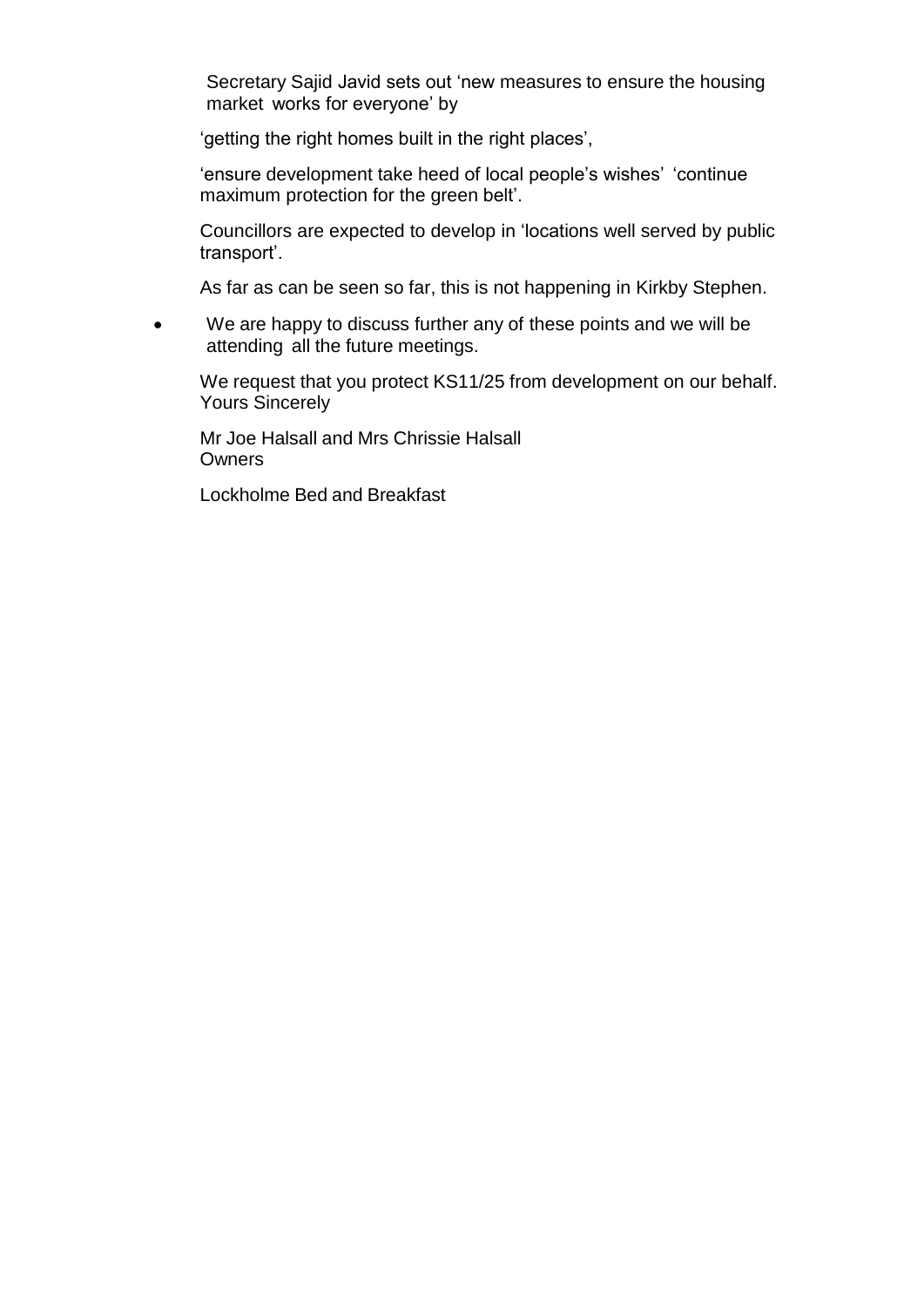Secretary Sajid Javid sets out 'new measures to ensure the housing market works for everyone' by

'getting the right homes built in the right places',

'ensure development take heed of local people's wishes' 'continue maximum protection for the green belt'.

Councillors are expected to develop in 'locations well served by public transport'.

As far as can be seen so far, this is not happening in Kirkby Stephen.

- We are happy to discuss further any of these points and we will be attending all the future meetings.

We request that you protect KS11/25 from development on our behalf.
Yours Sincerely

Mr Joe Halsall and Mrs Chrissie Halsall
Owners

Lockholme Bed and Breakfast